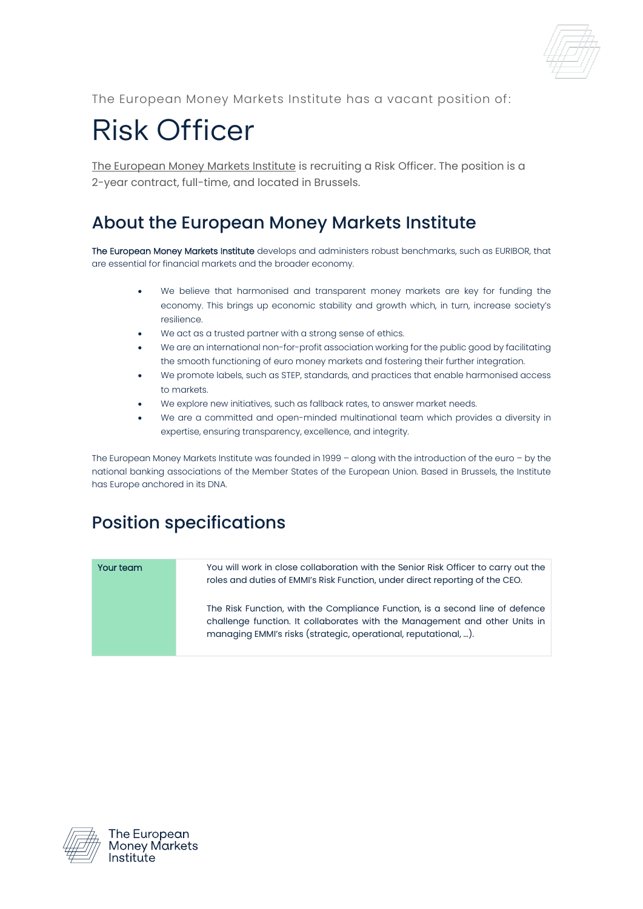The European Money Markets Institute has a vacant position of:

# Risk Officer

The European Money Markets Institute is recruiting a Risk Officer. The position is a 2-year contract, full-time, and located in Brussels.

## About the European Money Markets Institute

The European Money Markets Institute develops and administers robust benchmarks, such as EURIBOR, that are essential for financial markets and the broader economy.

- We believe that harmonised and transparent money markets are key for funding the economy. This brings up economic stability and growth which, in turn, increase society's resilience.
- We act as a trusted partner with a strong sense of ethics.
- We are an international non-for-profit association working for the public good by facilitating the smooth functioning of euro money markets and fostering their further integration.
- We promote labels, such as STEP, standards, and practices that enable harmonised access to markets.
- We explore new initiatives, such as fallback rates, to answer market needs.
- We are a committed and open-minded multinational team which provides a diversity in expertise, ensuring transparency, excellence, and integrity.

The European Money Markets Institute was founded in 1999 – along with the introduction of the euro – by the national banking associations of the Member States of the European Union. Based in Brussels, the Institute has Europe anchored in its DNA.

## Position specifications

| | |
|---|---|
| Your team | You will work in close collaboration with the Senior Risk Officer to carry out the roles and duties of EMMI's Risk Function, under direct reporting of the CEO.<br><br>The Risk Function, with the Compliance Function, is a second line of defence challenge function. It collaborates with the Management and other Units in managing EMMI's risks (strategic, operational, reputational, ...). |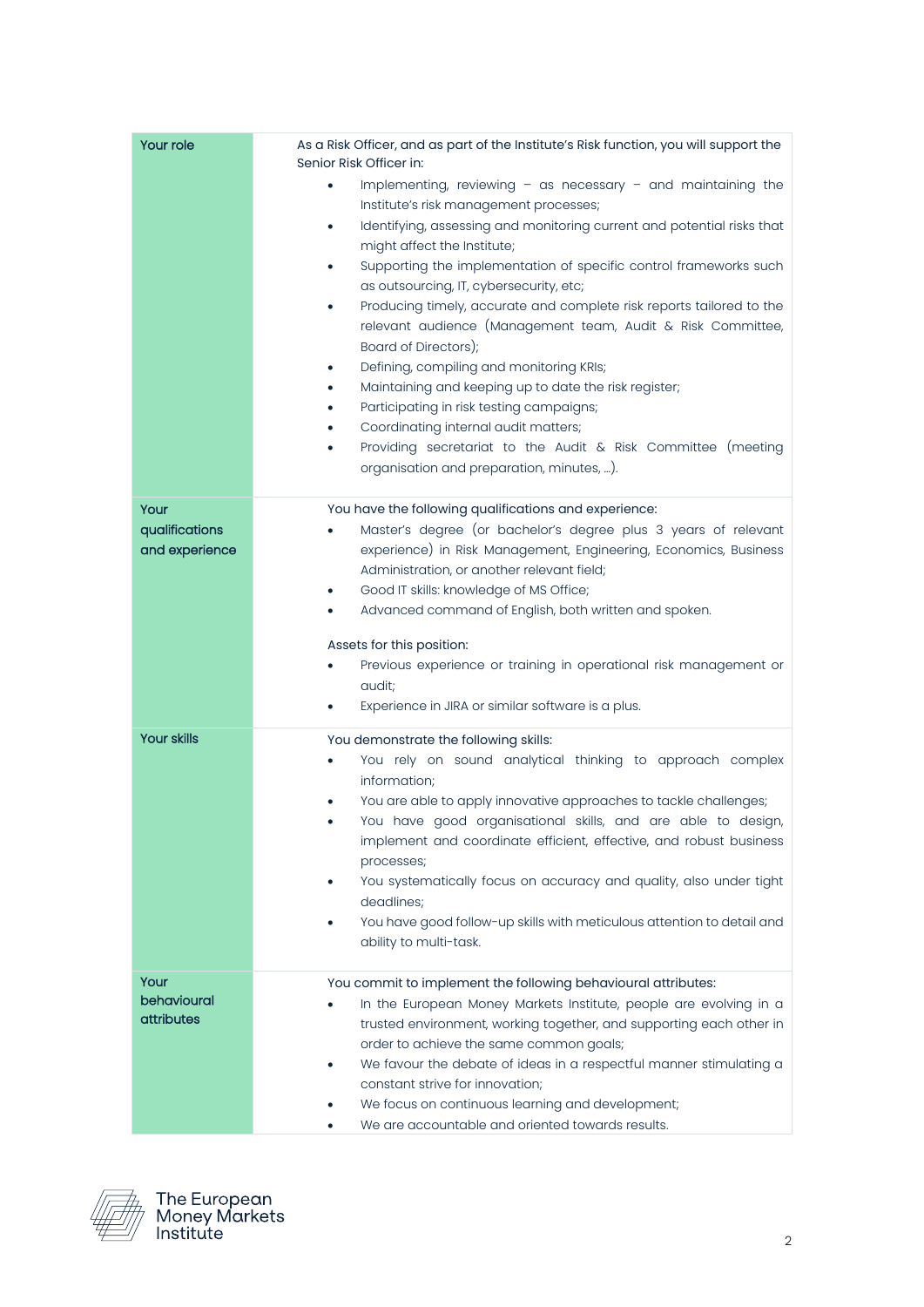| Your role | As a Risk Officer, and as part of the Institute's Risk function, you will support the Senior Risk Officer in:<br>• Implementing, reviewing – as necessary – and maintaining the Institute's risk management processes;<br>• Identifying, assessing and monitoring current and potential risks that might affect the Institute;<br>• Supporting the implementation of specific control frameworks such as outsourcing, IT, cybersecurity, etc;<br>• Producing timely, accurate and complete risk reports tailored to the relevant audience (Management team, Audit & Risk Committee, Board of Directors);<br>• Defining, compiling and monitoring KRIs;<br>• Maintaining and keeping up to date the risk register;<br>• Participating in risk testing campaigns;<br>• Coordinating internal audit matters;<br>• Providing secretariat to the Audit & Risk Committee (meeting organisation and preparation, minutes, …). |
|---|---|
| Your qualifications and experience | You have the following qualifications and experience:<br>• Master's degree (or bachelor's degree plus 3 years of relevant experience) in Risk Management, Engineering, Economics, Business Administration, or another relevant field;<br>• Good IT skills: knowledge of MS Office;<br>• Advanced command of English, both written and spoken.<br><br>Assets for this position:<br>• Previous experience or training in operational risk management or audit;<br>• Experience in JIRA or similar software is a plus. |
| Your skills | You demonstrate the following skills:<br>• You rely on sound analytical thinking to approach complex information;<br>• You are able to apply innovative approaches to tackle challenges;<br>• You have good organisational skills, and are able to design, implement and coordinate efficient, effective, and robust business processes;<br>• You systematically focus on accuracy and quality, also under tight deadlines;<br>• You have good follow-up skills with meticulous attention to detail and ability to multi-task. |
| Your behavioural attributes | You commit to implement the following behavioural attributes:<br>• In the European Money Markets Institute, people are evolving in a trusted environment, working together, and supporting each other in order to achieve the same common goals;<br>• We favour the debate of ideas in a respectful manner stimulating a constant strive for innovation;<br>• We focus on continuous learning and development;<br>• We are accountable and oriented towards results. |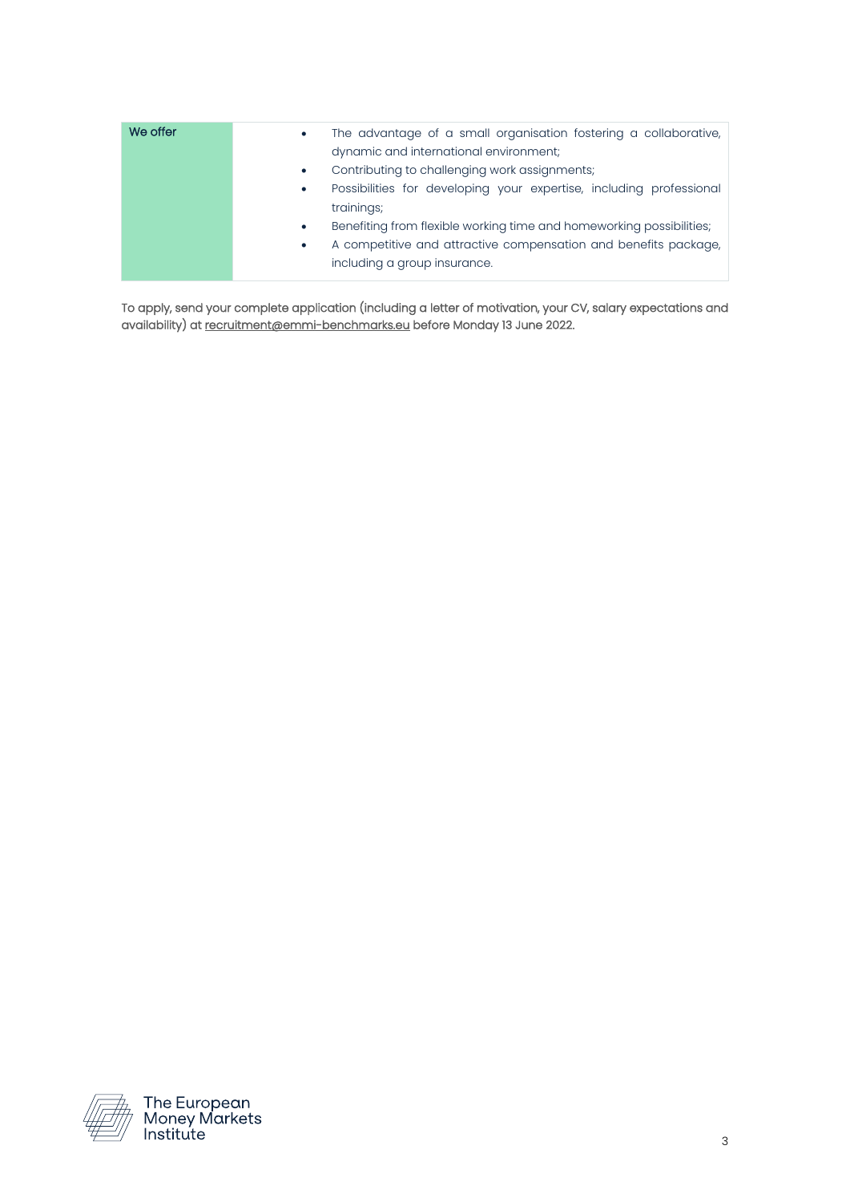| | |
|---|---|
| We offer | • The advantage of a small organisation fostering a collaborative, dynamic and international environment;<br>• Contributing to challenging work assignments;<br>• Possibilities for developing your expertise, including professional trainings;<br>• Benefiting from flexible working time and homeworking possibilities;<br>• A competitive and attractive compensation and benefits package, including a group insurance. |

To apply, send your complete application (including a letter of motivation, your CV, salary expectations and availability) at recruitment@emmi-benchmarks.eu before Monday 13 June 2022.